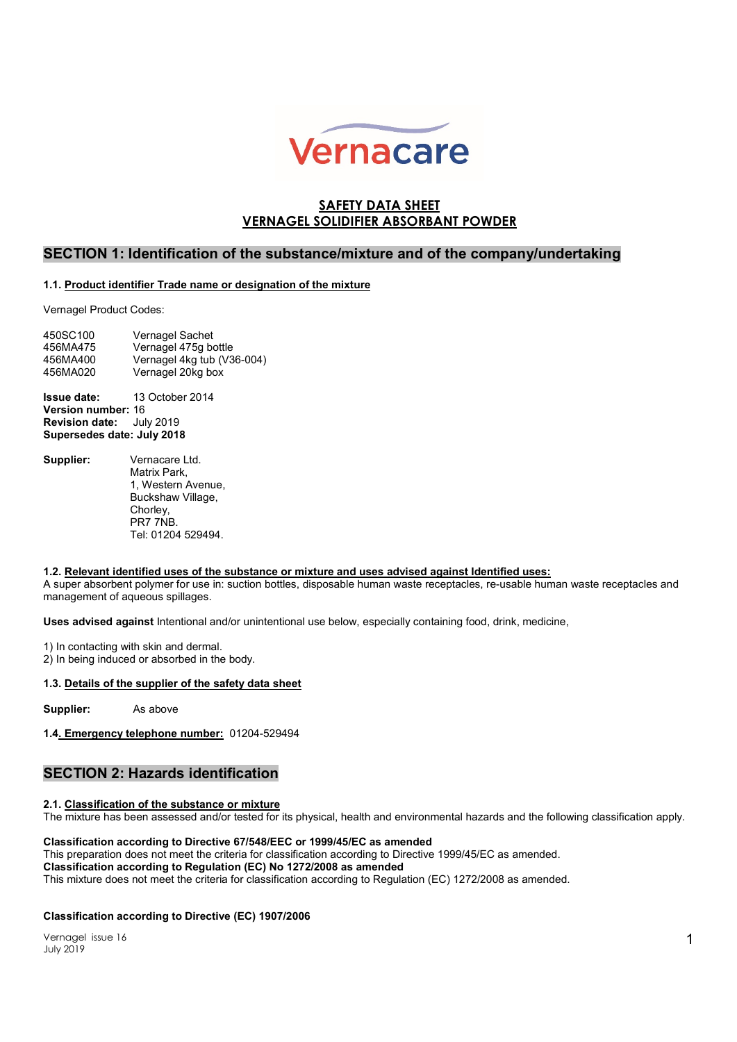Vernacare

# SAFETY DATA SHEET
# VERNAGEL SOLIDIFIER ABSORBANT POWDER

## SECTION 1: Identification of the substance/mixture and of the company/undertaking

### 1.1. Product identifier Trade name or designation of the mixture

Vernagel Product Codes:

| | |
|---|---|
| 450SC100 | Vernagel Sachet |
| 456MA475 | Vernagel 475g bottle |
| 456MA400 | Vernagel 4kg tub (V36-004) |
| 456MA020 | Vernagel 20kg box |

**Issue date:** 13 October 2014
**Version number:** 16
**Revision date:** July 2019
**Supersedes date: July 2018**

**Supplier:** Vernacare Ltd.
Matrix Park,
1, Western Avenue,
Buckshaw Village,
Chorley,
PR7 7NB.
Tel: 01204 529494.

### 1.2. Relevant identified uses of the substance or mixture and uses advised against Identified uses:

A super absorbent polymer for use in: suction bottles, disposable human waste receptacles, re-usable human waste receptacles and management of aqueous spillages.

**Uses advised against** Intentional and/or unintentional use below, especially containing food, drink, medicine,

1) In contacting with skin and dermal.
2) In being induced or absorbed in the body.

### 1.3. Details of the supplier of the safety data sheet

**Supplier:** As above

### 1.4. Emergency telephone number: 01204-529494

## SECTION 2: Hazards identification

### 2.1. Classification of the substance or mixture

The mixture has been assessed and/or tested for its physical, health and environmental hazards and the following classification apply.

**Classification according to Directive 67/548/EEC or 1999/45/EC as amended**
This preparation does not meet the criteria for classification according to Directive 1999/45/EC as amended.
**Classification according to Regulation (EC) No 1272/2008 as amended**
This mixture does not meet the criteria for classification according to Regulation (EC) 1272/2008 as amended.

**Classification according to Directive (EC) 1907/2006**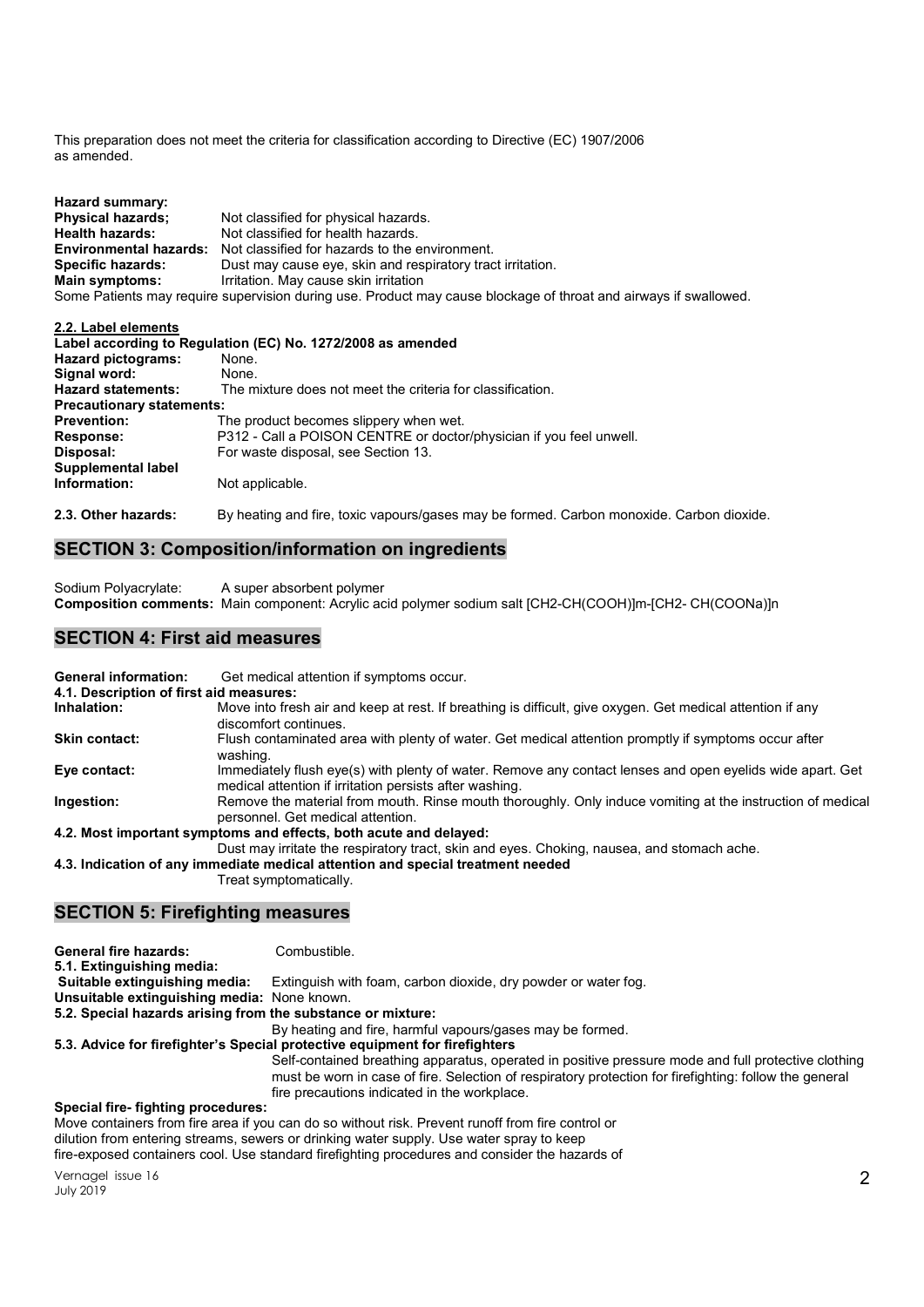This preparation does not meet the criteria for classification according to Directive (EC) 1907/2006 as amended.

**Hazard summary:**

**Physical hazards;** Not classified for physical hazards.
**Health hazards:** Not classified for health hazards.
**Environmental hazards:** Not classified for hazards to the environment.
**Specific hazards:** Dust may cause eye, skin and respiratory tract irritation.
**Main symptoms:** Irritation. May cause skin irritation

Some Patients may require supervision during use. Product may cause blockage of throat and airways if swallowed.

**2.2. Label elements**

**Label according to Regulation (EC) No. 1272/2008 as amended**

**Hazard pictograms:** None.
**Signal word:** None.
**Hazard statements:** The mixture does not meet the criteria for classification.

**Precautionary statements:**

**Prevention:** The product becomes slippery when wet.
**Response:** P312 - Call a POISON CENTRE or doctor/physician if you feel unwell.
**Disposal:** For waste disposal, see Section 13.
**Supplemental label Information:** Not applicable.

**2.3. Other hazards:** By heating and fire, toxic vapours/gases may be formed. Carbon monoxide. Carbon dioxide.

## SECTION 3: Composition/information on ingredients

Sodium Polyacrylate: A super absorbent polymer

**Composition comments:** Main component: Acrylic acid polymer sodium salt [CH2-CH(COOH)]m-[CH2- CH(COONa)]n

## SECTION 4: First aid measures

**General information:** Get medical attention if symptoms occur.

**4.1. Description of first aid measures:**

**Inhalation:** Move into fresh air and keep at rest. If breathing is difficult, give oxygen. Get medical attention if any discomfort continues.
**Skin contact:** Flush contaminated area with plenty of water. Get medical attention promptly if symptoms occur after washing.
**Eye contact:** Immediately flush eye(s) with plenty of water. Remove any contact lenses and open eyelids wide apart. Get medical attention if irritation persists after washing.
**Ingestion:** Remove the material from mouth. Rinse mouth thoroughly. Only induce vomiting at the instruction of medical personnel. Get medical attention.

**4.2. Most important symptoms and effects, both acute and delayed:**

Dust may irritate the respiratory tract, skin and eyes. Choking, nausea, and stomach ache.

**4.3. Indication of any immediate medical attention and special treatment needed**

Treat symptomatically.

## SECTION 5: Firefighting measures

**General fire hazards:** Combustible.

**5.1. Extinguishing media:**

**Suitable extinguishing media:** Extinguish with foam, carbon dioxide, dry powder or water fog.
**Unsuitable extinguishing media:** None known.

**5.2. Special hazards arising from the substance or mixture:**

By heating and fire, harmful vapours/gases may be formed.

**5.3. Advice for firefighter's Special protective equipment for firefighters**

Self-contained breathing apparatus, operated in positive pressure mode and full protective clothing must be worn in case of fire. Selection of respiratory protection for firefighting: follow the general fire precautions indicated in the workplace.

**Special fire- fighting procedures:**

Move containers from fire area if you can do so without risk. Prevent runoff from fire control or dilution from entering streams, sewers or drinking water supply. Use water spray to keep fire-exposed containers cool. Use standard firefighting procedures and consider the hazards of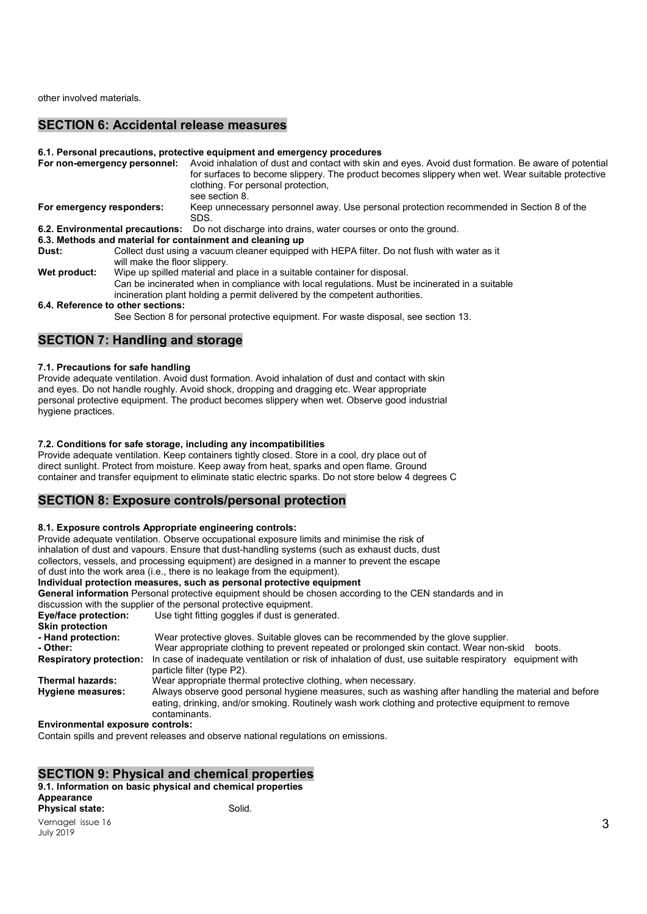other involved materials.

## SECTION 6: Accidental release measures

**6.1. Personal precautions, protective equipment and emergency procedures**

**For non-emergency personnel:** Avoid inhalation of dust and contact with skin and eyes. Avoid dust formation. Be aware of potential for surfaces to become slippery. The product becomes slippery when wet. Wear suitable protective clothing. For personal protection, see section 8.

**For emergency responders:** Keep unnecessary personnel away. Use personal protection recommended in Section 8 of the SDS.

**6.2. Environmental precautions:** Do not discharge into drains, water courses or onto the ground.

**6.3. Methods and material for containment and cleaning up**

**Dust:** Collect dust using a vacuum cleaner equipped with HEPA filter. Do not flush with water as it will make the floor slippery.

**Wet product:** Wipe up spilled material and place in a suitable container for disposal. Can be incinerated when in compliance with local regulations. Must be incinerated in a suitable incineration plant holding a permit delivered by the competent authorities.

**6.4. Reference to other sections:**

See Section 8 for personal protective equipment. For waste disposal, see section 13.

## SECTION 7: Handling and storage

**7.1. Precautions for safe handling**

Provide adequate ventilation. Avoid dust formation. Avoid inhalation of dust and contact with skin and eyes. Do not handle roughly. Avoid shock, dropping and dragging etc. Wear appropriate personal protective equipment. The product becomes slippery when wet. Observe good industrial hygiene practices.

**7.2. Conditions for safe storage, including any incompatibilities**

Provide adequate ventilation. Keep containers tightly closed. Store in a cool, dry place out of direct sunlight. Protect from moisture. Keep away from heat, sparks and open flame. Ground container and transfer equipment to eliminate static electric sparks. Do not store below 4 degrees C

## SECTION 8: Exposure controls/personal protection

**8.1. Exposure controls Appropriate engineering controls:**

Provide adequate ventilation. Observe occupational exposure limits and minimise the risk of inhalation of dust and vapours. Ensure that dust-handling systems (such as exhaust ducts, dust collectors, vessels, and processing equipment) are designed in a manner to prevent the escape of dust into the work area (i.e., there is no leakage from the equipment).

**Individual protection measures, such as personal protective equipment**

**General information** Personal protective equipment should be chosen according to the CEN standards and in discussion with the supplier of the personal protective equipment.

**Eye/face protection:** Use tight fitting goggles if dust is generated.

**Skin protection**

**- Hand protection:** Wear protective gloves. Suitable gloves can be recommended by the glove supplier.

**- Other:** Wear appropriate clothing to prevent repeated or prolonged skin contact. Wear non-skid boots.

**Respiratory protection:** In case of inadequate ventilation or risk of inhalation of dust, use suitable respiratory equipment with particle filter (type P2).

**Thermal hazards:** Wear appropriate thermal protective clothing, when necessary.

**Hygiene measures:** Always observe good personal hygiene measures, such as washing after handling the material and before eating, drinking, and/or smoking. Routinely wash work clothing and protective equipment to remove contaminants.

**Environmental exposure controls:**

Contain spills and prevent releases and observe national regulations on emissions.

## SECTION 9: Physical and chemical properties

**9.1. Information on basic physical and chemical properties**

**Appearance**

**Physical state:** Solid.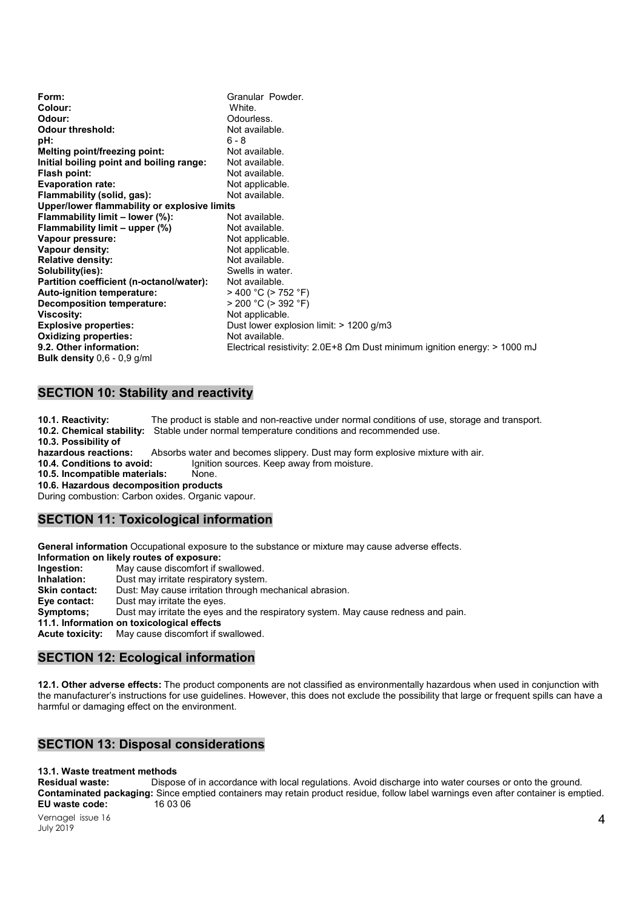| | |
|---|---|
| **Form:** | Granular Powder. |
| **Colour:** | White. |
| **Odour:** | Odourless. |
| **Odour threshold:** | Not available. |
| **pH:** | 6 - 8 |
| **Melting point/freezing point:** | Not available. |
| **Initial boiling point and boiling range:** | Not available. |
| **Flash point:** | Not available. |
| **Evaporation rate:** | Not applicable. |
| **Flammability (solid, gas):** | Not available. |
| **Upper/lower flammability or explosive limits** | |
| **Flammability limit – lower (%):** | Not available. |
| **Flammability limit – upper (%)** | Not available. |
| **Vapour pressure:** | Not applicable. |
| **Vapour density:** | Not applicable. |
| **Relative density:** | Not available. |
| **Solubility(ies):** | Swells in water. |
| **Partition coefficient (n-octanol/water):** | Not available. |
| **Auto-ignition temperature:** | > 400 °C (> 752 °F) |
| **Decomposition temperature:** | > 200 °C (> 392 °F) |
| **Viscosity:** | Not applicable. |
| **Explosive properties:** | Dust lower explosion limit: > 1200 g/m3 |
| **Oxidizing properties:** | Not available. |
| **9.2. Other information:** | Electrical resistivity: 2.0E+8 Ωm Dust minimum ignition energy: > 1000 mJ |
| **Bulk density** 0,6 - 0,9 g/ml | |

## SECTION 10: Stability and reactivity

**10.1. Reactivity:** The product is stable and non-reactive under normal conditions of use, storage and transport.

**10.2. Chemical stability:** Stable under normal temperature conditions and recommended use.

**10.3. Possibility of hazardous reactions:** Absorbs water and becomes slippery. Dust may form explosive mixture with air.

**10.4. Conditions to avoid:** Ignition sources. Keep away from moisture.

**10.5. Incompatible materials:** None.

**10.6. Hazardous decomposition products**

During combustion: Carbon oxides. Organic vapour.

## SECTION 11: Toxicological information

**General information** Occupational exposure to the substance or mixture may cause adverse effects.

**Information on likely routes of exposure:**

**Ingestion:** May cause discomfort if swallowed.

**Inhalation:** Dust may irritate respiratory system.

**Skin contact:** Dust: May cause irritation through mechanical abrasion.

**Eye contact:** Dust may irritate the eyes.

**Symptoms;** Dust may irritate the eyes and the respiratory system. May cause redness and pain.

**11.1. Information on toxicological effects**

**Acute toxicity:** May cause discomfort if swallowed.

## SECTION 12: Ecological information

**12.1. Other adverse effects:** The product components are not classified as environmentally hazardous when used in conjunction with the manufacturer's instructions for use guidelines. However, this does not exclude the possibility that large or frequent spills can have a harmful or damaging effect on the environment.

## SECTION 13: Disposal considerations

**13.1. Waste treatment methods**

**Residual waste:** Dispose of in accordance with local regulations. Avoid discharge into water courses or onto the ground.

**Contaminated packaging:** Since emptied containers may retain product residue, follow label warnings even after container is emptied.

**EU waste code:** 16 03 06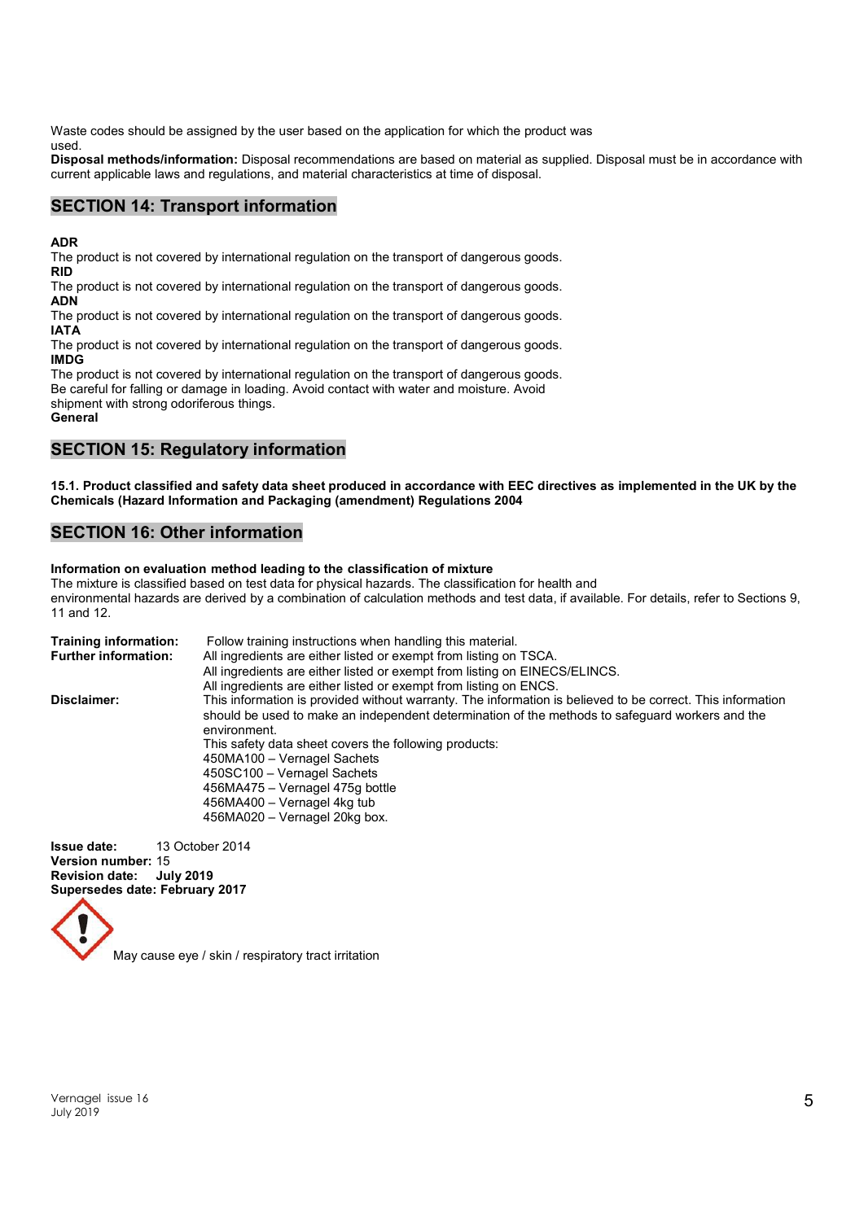Waste codes should be assigned by the user based on the application for which the product was used.

**Disposal methods/information:** Disposal recommendations are based on material as supplied. Disposal must be in accordance with current applicable laws and regulations, and material characteristics at time of disposal.

## SECTION 14: Transport information

**ADR**
The product is not covered by international regulation on the transport of dangerous goods.
**RID**
The product is not covered by international regulation on the transport of dangerous goods.
**ADN**
The product is not covered by international regulation on the transport of dangerous goods.
**IATA**
The product is not covered by international regulation on the transport of dangerous goods.
**IMDG**
The product is not covered by international regulation on the transport of dangerous goods.
Be careful for falling or damage in loading. Avoid contact with water and moisture. Avoid shipment with strong odoriferous things.
**General**

## SECTION 15: Regulatory information

**15.1. Product classified and safety data sheet produced in accordance with EEC directives as implemented in the UK by the Chemicals (Hazard Information and Packaging (amendment) Regulations 2004**

## SECTION 16: Other information

**Information on evaluation method leading to the classification of mixture**
The mixture is classified based on test data for physical hazards. The classification for health and environmental hazards are derived by a combination of calculation methods and test data, if available. For details, refer to Sections 9, 11 and 12.

**Training information:** Follow training instructions when handling this material.

**Further information:** All ingredients are either listed or exempt from listing on TSCA.
All ingredients are either listed or exempt from listing on EINECS/ELINCS.
All ingredients are either listed or exempt from listing on ENCS.

**Disclaimer:** This information is provided without warranty. The information is believed to be correct. This information should be used to make an independent determination of the methods to safeguard workers and the environment.
This safety data sheet covers the following products:
450MA100 – Vernagel Sachets
450SC100 – Vernagel Sachets
456MA475 – Vernagel 475g bottle
456MA400 – Vernagel 4kg tub
456MA020 – Vernagel 20kg box.

**Issue date:** 13 October 2014
**Version number:** 15
**Revision date:** **July 2019**
**Supersedes date: February 2017**

May cause eye / skin / respiratory tract irritation